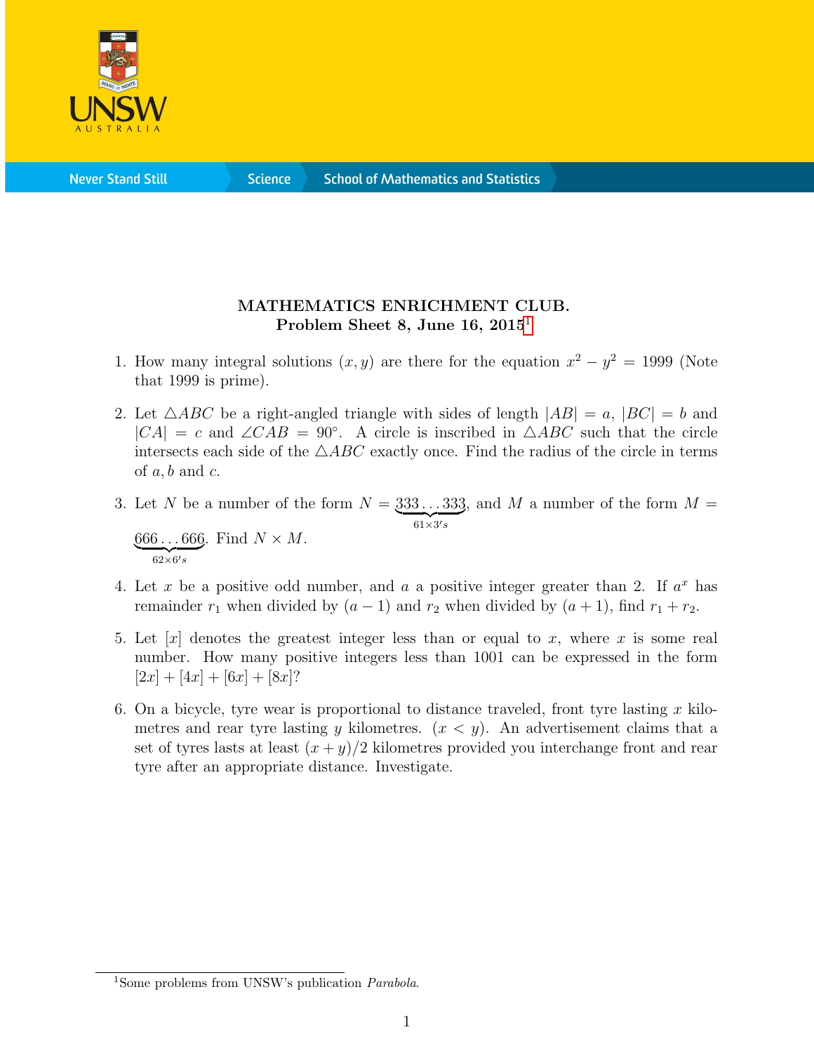**MATHEMATICS ENRICHMENT CLUB.**
**Problem Sheet 8, June 16, 2015**[1]

1. How many integral solutions $(x, y)$ are there for the equation $x^2 - y^2 = 1999$ (Note that 1999 is prime).

2. Let $\triangle ABC$ be a right-angled triangle with sides of length $|AB| = a$, $|BC| = b$ and $|CA| = c$ and $\angle CAB = 90°$. A circle is inscribed in $\triangle ABC$ such that the circle intersects each side of the $\triangle ABC$ exactly once. Find the radius of the circle in terms of $a, b$ and $c$.

3. Let $N$ be a number of the form $N = \underbrace{333\ldots333}_{61\times 3's}$, and $M$ a number of the form $M = \underbrace{666\ldots666}_{62\times 6's}$. Find $N \times M$.

4. Let $x$ be a positive odd number, and $a$ a positive integer greater than 2. If $a^x$ has remainder $r_1$ when divided by $(a-1)$ and $r_2$ when divided by $(a+1)$, find $r_1 + r_2$.

5. Let $[x]$ denotes the greatest integer less than or equal to $x$, where $x$ is some real number. How many positive integers less than 1001 can be expressed in the form $[2x] + [4x] + [6x] + [8x]$?

6. On a bicycle, tyre wear is proportional to distance traveled, front tyre lasting $x$ kilometres and rear tyre lasting $y$ kilometres. $(x < y)$. An advertisement claims that a set of tyres lasts at least $(x+y)/2$ kilometres provided you interchange front and rear tyre after an appropriate distance. Investigate.

---

[1] Some problems from UNSW's publication *Parabola*.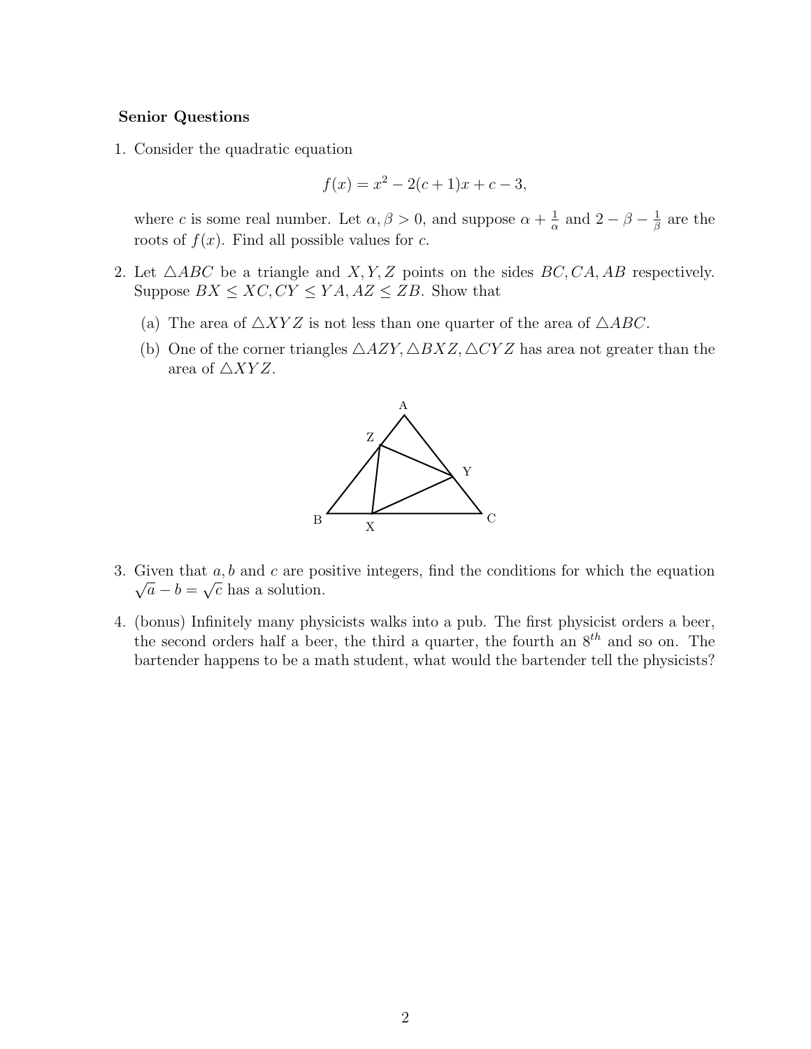**Senior Questions**

1. Consider the quadratic equation

$$f(x) = x^2 - 2(c+1)x + c - 3,$$

where $c$ is some real number. Let $\alpha, \beta > 0$, and suppose $\alpha + \frac{1}{\alpha}$ and $2 - \beta - \frac{1}{\beta}$ are the roots of $f(x)$. Find all possible values for $c$.

2. Let $\triangle ABC$ be a triangle and $X, Y, Z$ points on the sides $BC, CA, AB$ respectively. Suppose $BX \leq XC, CY \leq YA, AZ \leq ZB$. Show that

   (a) The area of $\triangle XYZ$ is not less than one quarter of the area of $\triangle ABC$.

   (b) One of the corner triangles $\triangle AZY, \triangle BXZ, \triangle CYZ$ has area not greater than the area of $\triangle XYZ$.

A

Z

Y

B

X

C

3. Given that $a, b$ and $c$ are positive integers, find the conditions for which the equation $\sqrt{a} - b = \sqrt{c}$ has a solution.

4. (bonus) Infinitely many physicists walks into a pub. The first physicist orders a beer, the second orders half a beer, the third a quarter, the fourth an $8^{th}$ and so on. The bartender happens to be a math student, what would the bartender tell the physicists?